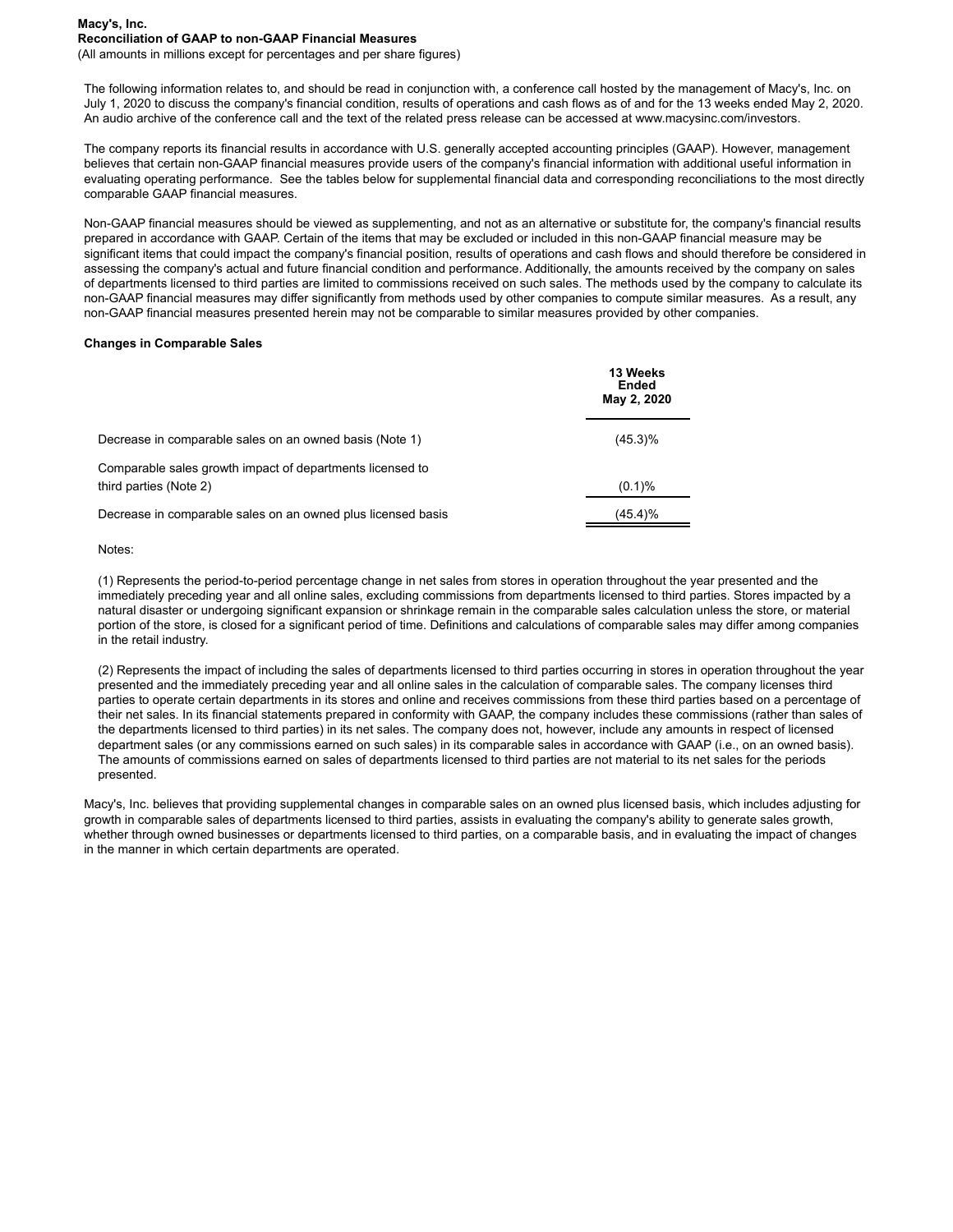**Macy's, Inc.**
**Reconciliation of GAAP to non-GAAP Financial Measures**
(All amounts in millions except for percentages and per share figures)

The following information relates to, and should be read in conjunction with, a conference call hosted by the management of Macy's, Inc. on July 1, 2020 to discuss the company's financial condition, results of operations and cash flows as of and for the 13 weeks ended May 2, 2020. An audio archive of the conference call and the text of the related press release can be accessed at www.macysinc.com/investors.

The company reports its financial results in accordance with U.S. generally accepted accounting principles (GAAP). However, management believes that certain non-GAAP financial measures provide users of the company's financial information with additional useful information in evaluating operating performance. See the tables below for supplemental financial data and corresponding reconciliations to the most directly comparable GAAP financial measures.

Non-GAAP financial measures should be viewed as supplementing, and not as an alternative or substitute for, the company's financial results prepared in accordance with GAAP. Certain of the items that may be excluded or included in this non-GAAP financial measure may be significant items that could impact the company's financial position, results of operations and cash flows and should therefore be considered in assessing the company's actual and future financial condition and performance. Additionally, the amounts received by the company on sales of departments licensed to third parties are limited to commissions received on such sales. The methods used by the company to calculate its non-GAAP financial measures may differ significantly from methods used by other companies to compute similar measures. As a result, any non-GAAP financial measures presented herein may not be comparable to similar measures provided by other companies.

**Changes in Comparable Sales**

| | 13 Weeks Ended May 2, 2020 |
|---|---|
| Decrease in comparable sales on an owned basis (Note 1) | (45.3)% |
| Comparable sales growth impact of departments licensed to third parties (Note 2) | (0.1)% |
| Decrease in comparable sales on an owned plus licensed basis | (45.4)% |

Notes:

(1) Represents the period-to-period percentage change in net sales from stores in operation throughout the year presented and the immediately preceding year and all online sales, excluding commissions from departments licensed to third parties. Stores impacted by a natural disaster or undergoing significant expansion or shrinkage remain in the comparable sales calculation unless the store, or material portion of the store, is closed for a significant period of time. Definitions and calculations of comparable sales may differ among companies in the retail industry.

(2) Represents the impact of including the sales of departments licensed to third parties occurring in stores in operation throughout the year presented and the immediately preceding year and all online sales in the calculation of comparable sales. The company licenses third parties to operate certain departments in its stores and online and receives commissions from these third parties based on a percentage of their net sales. In its financial statements prepared in conformity with GAAP, the company includes these commissions (rather than sales of the departments licensed to third parties) in its net sales. The company does not, however, include any amounts in respect of licensed department sales (or any commissions earned on such sales) in its comparable sales in accordance with GAAP (i.e., on an owned basis). The amounts of commissions earned on sales of departments licensed to third parties are not material to its net sales for the periods presented.

Macy's, Inc. believes that providing supplemental changes in comparable sales on an owned plus licensed basis, which includes adjusting for growth in comparable sales of departments licensed to third parties, assists in evaluating the company's ability to generate sales growth, whether through owned businesses or departments licensed to third parties, on a comparable basis, and in evaluating the impact of changes in the manner in which certain departments are operated.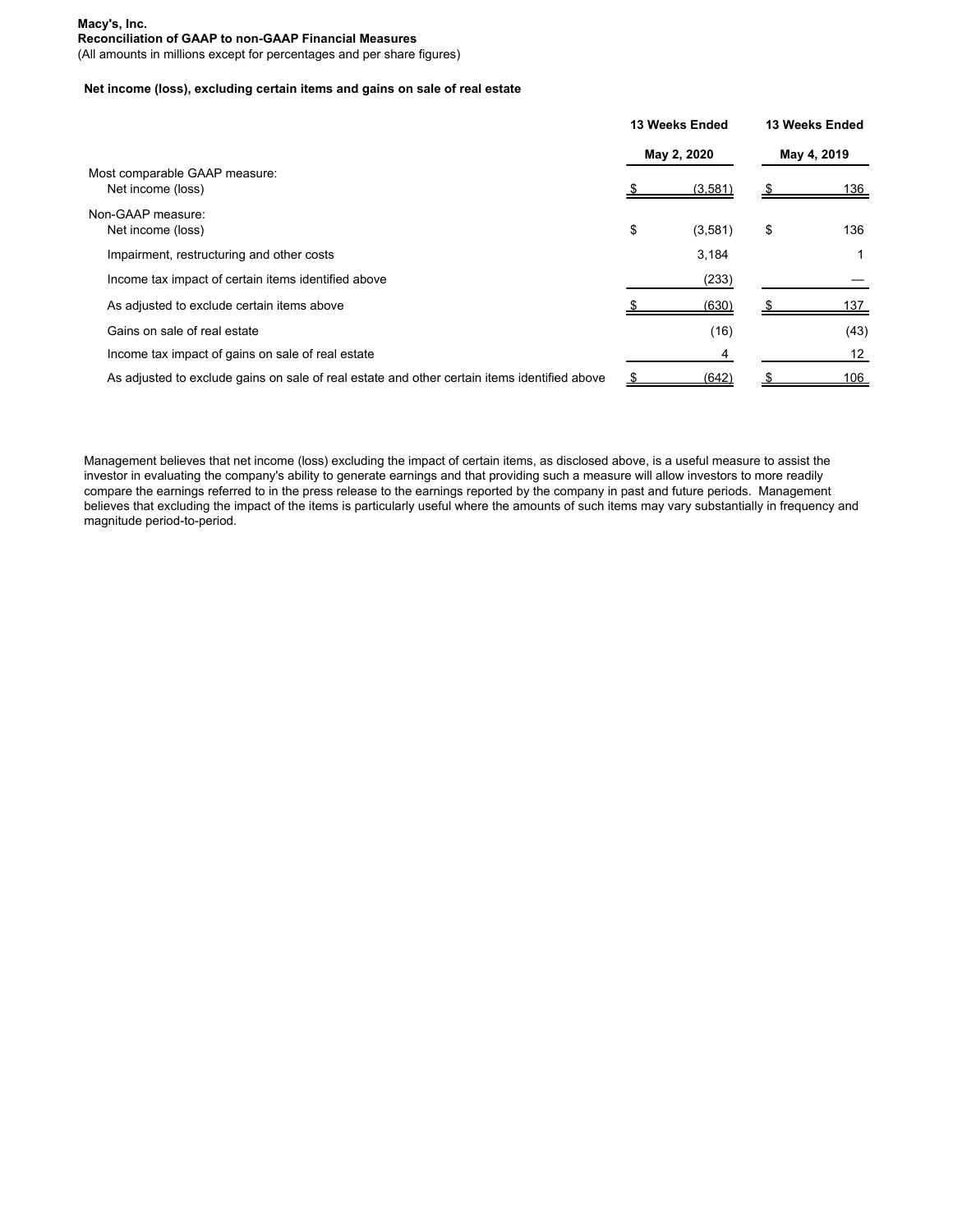**Macy's, Inc.**
**Reconciliation of GAAP to non-GAAP Financial Measures**
(All amounts in millions except for percentages and per share figures)

**Net income (loss), excluding certain items and gains on sale of real estate**

| | 13 Weeks Ended May 2, 2020 | 13 Weeks Ended May 4, 2019 |
|---|---|---|
| Most comparable GAAP measure: | | |
| Net income (loss) | $ (3,581) | $ 136 |
| Non-GAAP measure: | | |
| Net income (loss) | $ (3,581) | $ 136 |
| Impairment, restructuring and other costs | 3,184 | 1 |
| Income tax impact of certain items identified above | (233) | — |
| As adjusted to exclude certain items above | $ (630) | $ 137 |
| Gains on sale of real estate | (16) | (43) |
| Income tax impact of gains on sale of real estate | 4 | 12 |
| As adjusted to exclude gains on sale of real estate and other certain items identified above | $ (642) | $ 106 |

Management believes that net income (loss) excluding the impact of certain items, as disclosed above, is a useful measure to assist the investor in evaluating the company's ability to generate earnings and that providing such a measure will allow investors to more readily compare the earnings referred to in the press release to the earnings reported by the company in past and future periods. Management believes that excluding the impact of the items is particularly useful where the amounts of such items may vary substantially in frequency and magnitude period-to-period.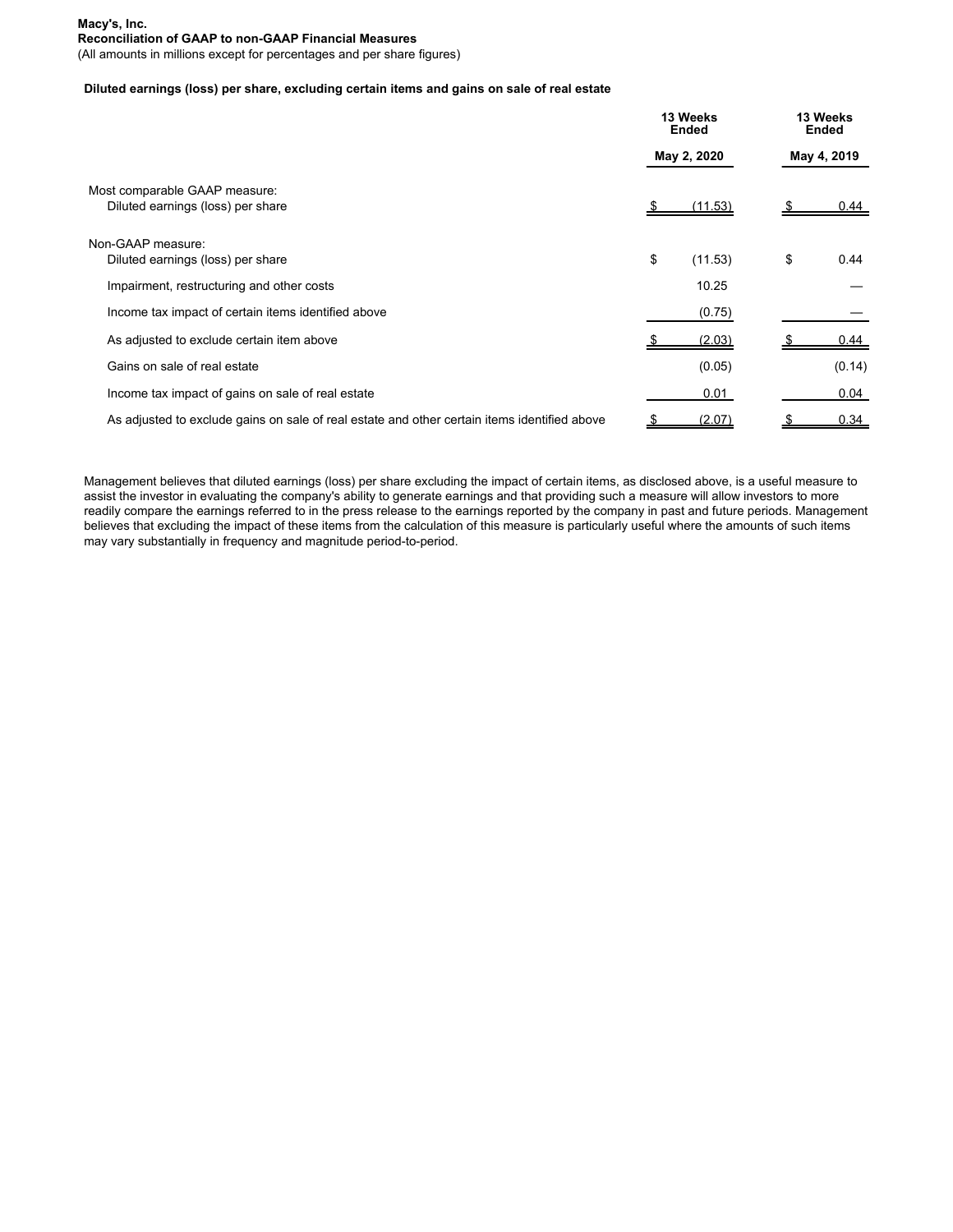**Macy's, Inc.**
**Reconciliation of GAAP to non-GAAP Financial Measures**
(All amounts in millions except for percentages and per share figures)

**Diluted earnings (loss) per share, excluding certain items and gains on sale of real estate**

| | 13 Weeks Ended May 2, 2020 | 13 Weeks Ended May 4, 2019 |
|---|---|---|
| Most comparable GAAP measure: | | |
| Diluted earnings (loss) per share | $ (11.53) | $ 0.44 |
| Non-GAAP measure: | | |
| Diluted earnings (loss) per share | $ (11.53) | $ 0.44 |
| Impairment, restructuring and other costs | 10.25 | — |
| Income tax impact of certain items identified above | (0.75) | — |
| As adjusted to exclude certain item above | $ (2.03) | $ 0.44 |
| Gains on sale of real estate | (0.05) | (0.14) |
| Income tax impact of gains on sale of real estate | 0.01 | 0.04 |
| As adjusted to exclude gains on sale of real estate and other certain items identified above | $ (2.07) | $ 0.34 |

Management believes that diluted earnings (loss) per share excluding the impact of certain items, as disclosed above, is a useful measure to assist the investor in evaluating the company's ability to generate earnings and that providing such a measure will allow investors to more readily compare the earnings referred to in the press release to the earnings reported by the company in past and future periods. Management believes that excluding the impact of these items from the calculation of this measure is particularly useful where the amounts of such items may vary substantially in frequency and magnitude period-to-period.